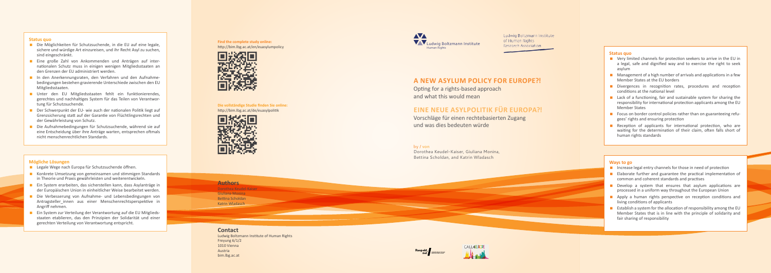## Status quo

- Die Möglichkeiten für Schutzsuchende, in die EU auf eine legale, sichere und würdige Art einzureisen, und ihr Recht Asyl zu suchen, sind eingeschränkt.
- Eine große Zahl von Ankommenden und Anträgen auf internationalen Schutz muss in einigen wenigen Mitgliedsstaaten an den Grenzen der EU administriert werden.
- In den Anerkennungsraten, den Verfahren und den Aufnahmebedingungen bestehen gravierende Unterschiede zwischen den EU Mitgliedsstaaten.
- Unter den EU Mitgliedsstaaten fehlt ein funktionierendes, gerechtes und nachhaltiges System für das Teilen von Verantwortung für Schutzsuchende.
- Der Schwerpunkt der EU- wie auch der nationalen Politik liegt auf Grenzsicherung statt auf der Garantie von Flüchtlingsrechten und der Gewährleistung von Schutz.
- Die Aufnahmebedingungen für Schutzsuchende, während sie auf eine Entscheidung über ihre Anträge warten, entsprechen oftmals nicht menschenrechtlichen Standards.

## Mögliche Lösungen

- Legale Wege nach Europa für Schutzsuchende öffnen.
- Konkrete Umsetzung von gemeinsamen und stimmigen Standards in Theorie und Praxis gewährleisten und weiterentwickeln.
- Ein System erarbeiten, das sicherstellen kann, dass Asylanträge in der Europäischen Union in einheitlicher Weise bearbeitet werden.
- Die Verbesserung von Aufnahme- und Lebensbedingungen von Antragsteller_innen aus einer Menschenrechtsperspektive in Angriff nehmen.
- Ein System zur Verteilung der Verantwortung auf die EU Mitgliedsstaaten etablieren, das den Prinzipien der Solidarität und einer gerechten Verteilung von Verantwortung entspricht.

**Find the complete study online:**
http://bim.lbg.ac.at/en/euasylumpolicy

**Die vollständige Studie finden Sie online:**
http://bim.lbg.ac.at/de/euasylpolitik

## Authors

Dorothea Keudel-Kaiser
Giuliana Monina
Bettina Scholdan
Katrin Wladasch

## Contact

Ludwig Boltzmann Institute of Human Rights
Freyung 6/1/2
1010 Vienna
Austria
bim.lbg.ac.at

Ludwig Boltzmann Institute Human Rights

Ludwig Boltzmann Institute of Human Rights Research Association

# A NEW ASYLUM POLICY FOR EUROPE?!

Opting for a rights-based approach and what this would mean

# EINE NEUE ASYLPOLITIK FÜR EUROPA?!

Vorschläge für einen rechtebasierten Zugang und was dies bedeuten würde

by / von
Dorothea Keudel-Kaiser, Giuliana Monina, Bettina Scholdan, and Katrin Wladasch

## Status quo

- Very limited channels for protection seekers to arrive in the EU in a legal, safe and dignified way and to exercise the right to seek asylum
- Management of a high number of arrivals and applications in a few Member States at the EU borders
- Divergences in recognition rates, procedures and reception conditions at the national level
- Lack of a functioning, fair and sustainable system for sharing the responsibility for international protection applicants among the EU Member States
- Focus on border control policies rather than on guaranteeing refugees' rights and ensuring protection
- Reception of applicants for international protection, who are waiting for the determination of their claim, often falls short of human rights standards

## Ways to go

- Increase legal entry channels for those in need of protection
- Elaborate further and guarantee the practical implementation of common and coherent standards and practises
- Develop a system that ensures that asylum applications are processed in a uniform way throughout the European Union
- Apply a human rights perspective on reception conditions and living conditions of applicants
- Establish a system for the allocation of responsibility among the EU Member States that is in line with the principle of solidarity and fair sharing of responsibility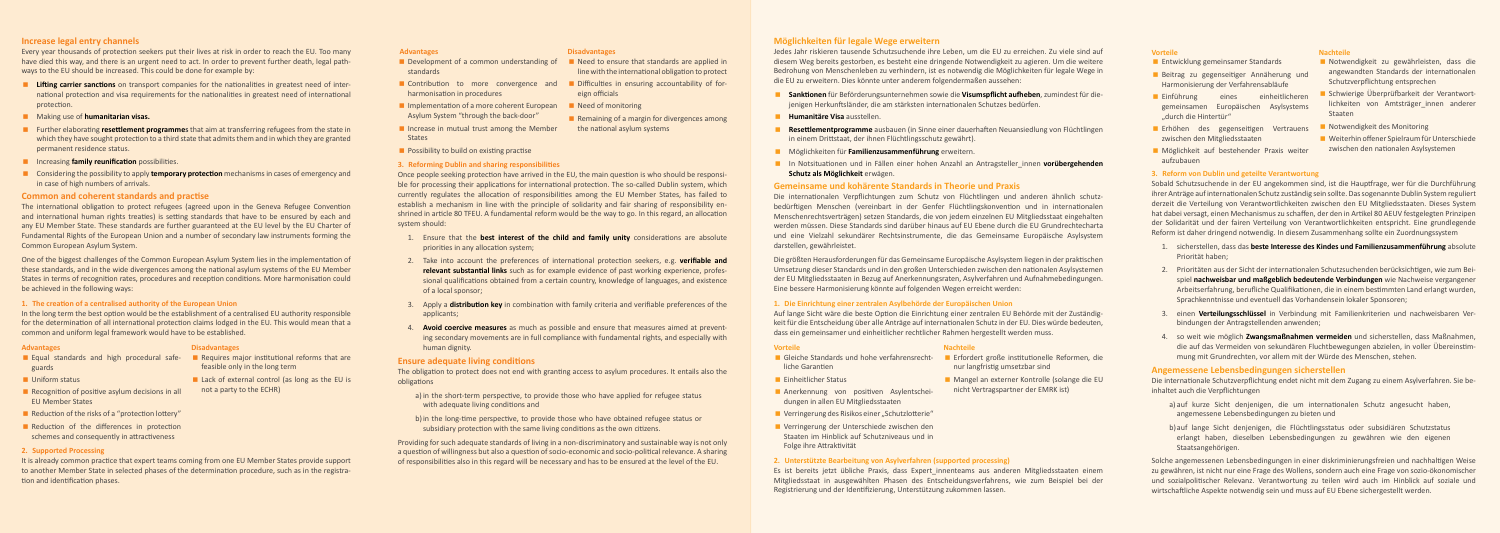## Increase legal entry channels

Every year thousands of protection seekers put their lives at risk in order to reach the EU. Too many have died this way, and there is an urgent need to act. In order to prevent further death, legal pathways to the EU should be increased. This could be done for example by:

- **Lifting carrier sanctions** on transport companies for the nationalities in greatest need of international protection and visa requirements for the nationalities in greatest need of international protection.
- Making use of **humanitarian visas.**
- Further elaborating **resettlement programmes** that aim at transferring refugees from the state in which they have sought protection to a third state that admits them and in which they are granted permanent residence status.
- Increasing **family reunification** possibilities.
- Considering the possibility to apply **temporary protection** mechanisms in cases of emergency and in case of high numbers of arrivals.

## Common and coherent standards and practise

The international obligation to protect refugees (agreed upon in the Geneva Refugee Convention and international human rights treaties) is setting standards that have to be ensured by each and any EU Member State. These standards are further guaranteed at the EU level by the EU Charter of Fundamental Rights of the European Union and a number of secondary law instruments forming the Common European Asylum System.

One of the biggest challenges of the Common European Asylum System lies in the implementation of these standards, and in the wide divergences among the national asylum systems of the EU Member States in terms of recognition rates, procedures and reception conditions. More harmonisation could be achieved in the following ways:

### 1. The creation of a centralised authority of the European Union

In the long term the best option would be the establishment of a centralised EU authority responsible for the determination of all international protection claims lodged in the EU. This would mean that a common and uniform legal framework would have to be established.

**Advantages**

- Equal standards and high procedural safeguards
- Uniform status
- Recognition of positive asylum decisions in all EU Member States
- Reduction of the risks of a "protection lottery"
- Reduction of the differences in protection schemes and consequently in attractiveness

**Disadvantages**

- Requires major institutional reforms that are feasible only in the long term
- Lack of external control (as long as the EU is not a party to the ECHR)

### 2. Supported Processing

It is already common practice that expert teams coming from one EU Member States provide support to another Member State in selected phases of the determination procedure, such as in the registration and identification phases.

**Advantages**

- Development of a common understanding of standards
- Contribution to more convergence and harmonisation in procedures
- Implementation of a more coherent European Asylum System "through the back-door"
- Increase in mutual trust among the Member States
- Possibility to build on existing practise

**Disadvantages**

- Need to ensure that standards are applied in line with the international obligation to protect
- Difficulties in ensuring accountability of foreign officials
- Need of monitoring
- Remaining of a margin for divergences among the national asylum systems

### 3. Reforming Dublin and sharing responsibilities

Once people seeking protection have arrived in the EU, the main question is who should be responsible for processing their applications for international protection. The so-called Dublin system, which currently regulates the allocation of responsibilities among the EU Member States, has failed to establish a mechanism in line with the principle of solidarity and fair sharing of responsibility enshrined in article 80 TFEU. A fundamental reform would be the way to go. In this regard, an allocation system should:

1. Ensure that the **best interest of the child and family unity** considerations are absolute priorities in any allocation system;
2. Take into account the preferences of international protection seekers, e.g. **verifiable and relevant substantial links** such as for example evidence of past working experience, professional qualifications obtained from a certain country, knowledge of languages, and existence of a local sponsor;
3. Apply a **distribution key** in combination with family criteria and verifiable preferences of the applicants;
4. **Avoid coercive measures** as much as possible and ensure that measures aimed at preventing secondary movements are in full compliance with fundamental rights, and especially with human dignity.

## Ensure adequate living conditions

The obligation to protect does not end with granting access to asylum procedures. It entails also the obligations

a) in the short-term perspective, to provide those who have applied for refugee status with adequate living conditions and

b) in the long-time perspective, to provide those who have obtained refugee status or subsidiary protection with the same living conditions as the own citizens.

Providing for such adequate standards of living in a non-discriminatory and sustainable way is not only a question of willingness but also a question of socio-economic and socio-political relevance. A sharing of responsibilities also in this regard will be necessary and has to be ensured at the level of the EU.

## Möglichkeiten für legale Wege erweitern

Jedes Jahr riskieren tausende Schutzsuchende ihre Leben, um die EU zu erreichen. Zu viele sind auf diesem Weg bereits gestorben, es besteht eine dringende Notwendigkeit zu agieren. Um die weitere Bedrohung von Menschenleben zu verhindern, ist es notwendig die Möglichkeiten für legale Wege in die EU zu erweitern. Dies könnte unter anderem folgendermaßen aussehen:

- **Sanktionen** für Beförderungsunternehmen sowie die **Visumspflicht aufheben**, zumindest für diejenigen Herkunftsländer, die am stärksten internationalen Schutzes bedürfen.
- **Humanitäre Visa** ausstellen.
- **Resettlementprogramme** ausbauen (in Sinne einer dauerhaften Neuansiedlung von Flüchtlingen in einem Drittstaat, der ihnen Flüchtlingsschutz gewährt).
- Möglichkeiten für **Familienzusammenführung** erweitern.
- In Notsituationen und in Fällen einer hohen Anzahl an Antragsteller_innen **vorübergehenden Schutz als Möglichkeit** erwägen.

## Gemeinsame und kohärente Standards in Theorie und Praxis

Die internationalen Verpflichtungen zum Schutz von Flüchtlingen und anderen ähnlich schutzbedürftigen Menschen (vereinbart in der Genfer Flüchtlingskonvention und in internationalen Menschenrechtsverträgen) setzen Standards, die von jedem einzelnen EU Mitgliedsstaat eingehalten werden müssen. Diese Standards sind darüber hinaus auf EU Ebene durch die EU Grundrechtecharta und eine Vielzahl sekundärer Rechtsinstrumente, die das Gemeinsame Europäische Asylsystem darstellen, gewährleistet.

Die größten Herausforderungen für das Gemeinsame Europäische Asylsystem liegen in der praktischen Umsetzung dieser Standards und in den großen Unterschieden zwischen den nationalen Asylsystemen der EU Mitgliedsstaaten in Bezug auf Anerkennungsraten, Asylverfahren und Aufnahmebedingungen. Eine bessere Harmonisierung könnte auf folgenden Wegen erreicht werden:

### 1. Die Einrichtung einer zentralen Asylbehörde der Europäischen Union

Auf lange Sicht wäre die beste Option die Einrichtung einer zentralen EU Behörde mit der Zuständigkeit für die Entscheidung über alle Anträge auf internationalen Schutz in der EU. Dies würde bedeuten, dass ein gemeinsamer und einheitlicher rechtlicher Rahmen hergestellt werden muss.

**Vorteile**

- Gleiche Standards und hohe verfahrensrechtliche Garantien
- Einheitlicher Status
- Anerkennung von positiven Asylentscheidungen in allen EU Mitgliedsstaaten
- Verringerung des Risikos einer „Schutzlotterie"
- Verringerung der Unterschiede zwischen den Staaten im Hinblick auf Schutzniveaus und in Folge ihre Attraktivität

**Nachteile**

- Erfordert große institutionelle Reformen, die nur langfristig umsetzbar sind
- Mangel an externer Kontrolle (solange die EU nicht Vertragspartner der EMRK ist)

### 2. Unterstützte Bearbeitung von Asylverfahren (supported processing)

Es ist bereits jetzt übliche Praxis, dass Expert_innenteams aus anderen Mitgliedsstaaten einem Mitgliedsstaat in ausgewählten Phasen des Entscheidungsverfahrens, wie zum Beispiel bei der Registrierung und der Identifizierung, Unterstützung zukommen lassen.

**Vorteile**

- Entwicklung gemeinsamer Standards
- Beitrag zu gegenseitiger Annäherung und Harmonisierung der Verfahrensabläufe
- Einführung eines einheitlicheren gemeinsamen Europäischen Asylsystems „durch die Hintertür"
- Erhöhen des gegenseitigen Vertrauens zwischen den Mitgliedsstaaten
- Möglichkeit auf bestehender Praxis weiter aufzubauen

**Nachteile**

- Notwendigkeit zu gewährleisten, dass die angewandten Standards der internationalen Schutzverpflichtung entsprechen
- Schwierige Überprüfbarkeit der Verantwortlichkeiten von Amtsträger_innen anderer Staaten
- Notwendigkeit des Monitoring
- Weiterhin offener Spielraum für Unterschiede zwischen den nationalen Asylsystemen

### 3. Reform von Dublin und geteilte Verantwortung

Sobald Schutzsuchende in der EU angekommen sind, ist die Hauptfrage, wer für die Durchführung ihrer Anträge auf internationalen Schutz zuständig sein sollte. Das sogenannte Dublin System reguliert derzeit die Verteilung von Verantwortlichkeiten zwischen den EU Mitgliedsstaaten. Dieses System hat dabei versagt, einen Mechanismus zu schaffen, der den in Artikel 80 AEUV festgelegten Prinzipien der Solidarität und der fairen Verteilung von Verantwortlichkeiten entspricht. Eine grundlegende Reform ist daher dringend notwendig. In diesem Zusammenhang sollte ein Zuordnungssystem

1. sicherstellen, dass das **beste Interesse des Kindes und Familienzusammenführung** absolute Priorität haben;
2. Prioritäten aus der Sicht der internationalen Schutzsuchenden berücksichtigen, wie zum Beispiel **nachweisbar und maßgeblich bedeutende Verbindungen** wie Nachweise vergangener Arbeitserfahrung, berufliche Qualifikationen, die in einem bestimmten Land erlangt wurden, Sprachkenntnisse und eventuell das Vorhandensein lokaler Sponsoren;
3. einen **Verteilungsschlüssel** in Verbindung mit Familienkriterien und nachweisbaren Verbindungen der Antragstellenden anwenden;
4. so weit wie möglich **Zwangsmaßnahmen vermeiden** und sicherstellen, dass Maßnahmen, die auf das Vermeiden von sekundären Fluchtbewegungen abzielen, in voller Übereinstimmung mit Grundrechten, vor allem mit der Würde des Menschen, stehen.

## Angemessene Lebensbedingungen sicherstellen

Die internationale Schutzverpflichtung endet nicht mit dem Zugang zu einem Asylverfahren. Sie beinhaltet auch die Verpflichtungen

a) auf kurze Sicht denjenigen, die um internationalen Schutz angesucht haben, angemessene Lebensbedingungen zu bieten und

b) auf lange Sicht denjenigen, die Flüchtlingsstatus oder subsidiären Schutzstatus erlangt haben, dieselben Lebensbedingungen zu gewähren wie den eigenen Staatsangehörigen.

Solche angemessenen Lebensbedingungen in einer diskriminierungsfreien und nachhaltigen Weise zu gewähren, ist nicht nur eine Frage des Wollens, sondern auch eine Frage von sozio-ökonomischer und sozialpolitischer Relevanz. Verantwortung zu teilen wird auch im Hinblick auf soziale und wirtschaftliche Aspekte notwendig sein und muss auf EU Ebene sichergestellt werden.